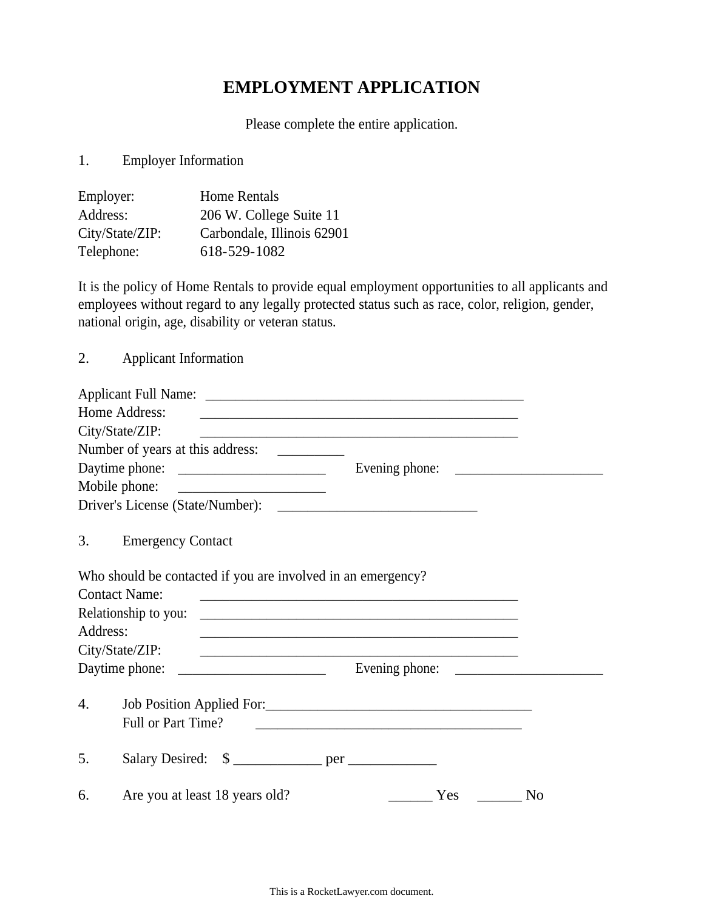# EMPLOYMENT APPLICATION

Please complete the entire application.

1. Employer Information

Employer: Home Rentals
Address: 206 W. College Suite 11
City/State/ZIP: Carbondale, Illinois 62901
Telephone: 618-529-1082

It is the policy of Home Rentals to provide equal employment opportunities to all applicants and employees without regard to any legally protected status such as race, color, religion, gender, national origin, age, disability or veteran status.

2. Applicant Information

Applicant Full Name: ______________________________________________
Home Address: ______________________________________________
City/State/ZIP: ______________________________________________
Number of years at this address: _________
Daytime phone: _____________________ Evening phone: _____________________
Mobile phone: _____________________
Driver's License (State/Number): ____________________________

3. Emergency Contact

Who should be contacted if you are involved in an emergency?
Contact Name: ______________________________________________
Relationship to you: ______________________________________________
Address: ______________________________________________
City/State/ZIP: ______________________________________________
Daytime phone: _____________________ Evening phone: _____________________

4. Job Position Applied For: ______________________________________
   Full or Part Time? ______________________________________

5. Salary Desired: $ ____________ per ____________

6. Are you at least 18 years old? ______ Yes ______ No

This is a RocketLawyer.com document.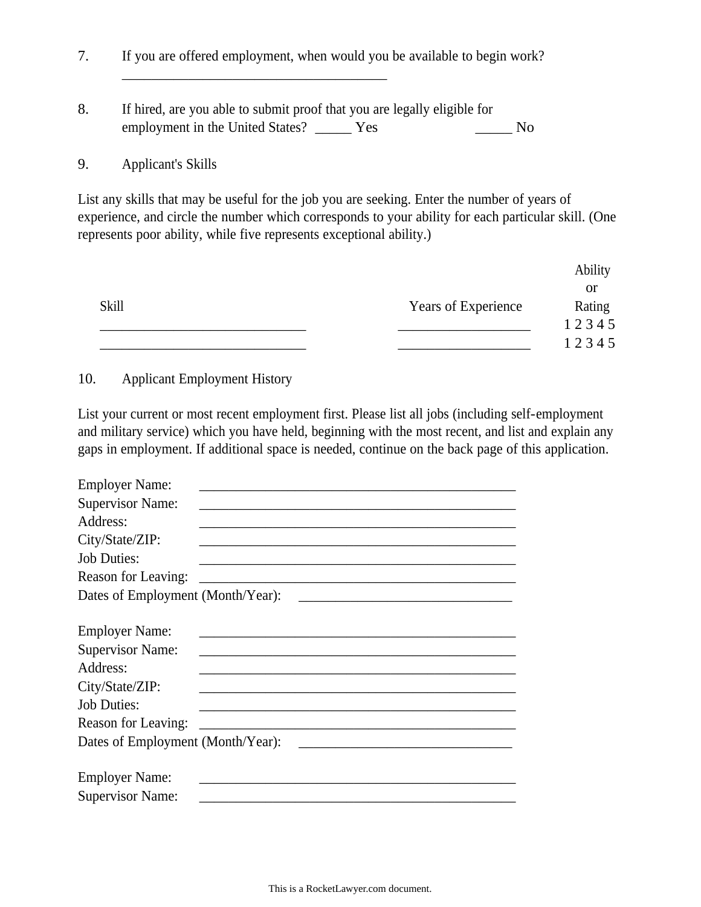7. If you are offered employment, when would you be available to begin work?
   ________________________________________

8. If hired, are you able to submit proof that you are legally eligible for employment in the United States? _____ Yes _____ No

9. Applicant's Skills

List any skills that may be useful for the job you are seeking. Enter the number of years of experience, and circle the number which corresponds to your ability for each particular skill. (One represents poor ability, while five represents exceptional ability.)

| Skill | Years of Experience | Ability or Rating |
|---|---|---|
| ______________________________ | ___________________ | 1 2 3 4 5 |
| ______________________________ | ___________________ | 1 2 3 4 5 |

10. Applicant Employment History

List your current or most recent employment first. Please list all jobs (including self-employment and military service) which you have held, beginning with the most recent, and list and explain any gaps in employment. If additional space is needed, continue on the back page of this application.

Employer Name: ______________________________________________
Supervisor Name: ______________________________________________
Address: ______________________________________________
City/State/ZIP: ______________________________________________
Job Duties: ______________________________________________
Reason for Leaving: ______________________________________________
Dates of Employment (Month/Year): _______________________________

Employer Name: ______________________________________________
Supervisor Name: ______________________________________________
Address: ______________________________________________
City/State/ZIP: ______________________________________________
Job Duties: ______________________________________________
Reason for Leaving: ______________________________________________
Dates of Employment (Month/Year): _______________________________

Employer Name: ______________________________________________
Supervisor Name: ______________________________________________

This is a RocketLawyer.com document.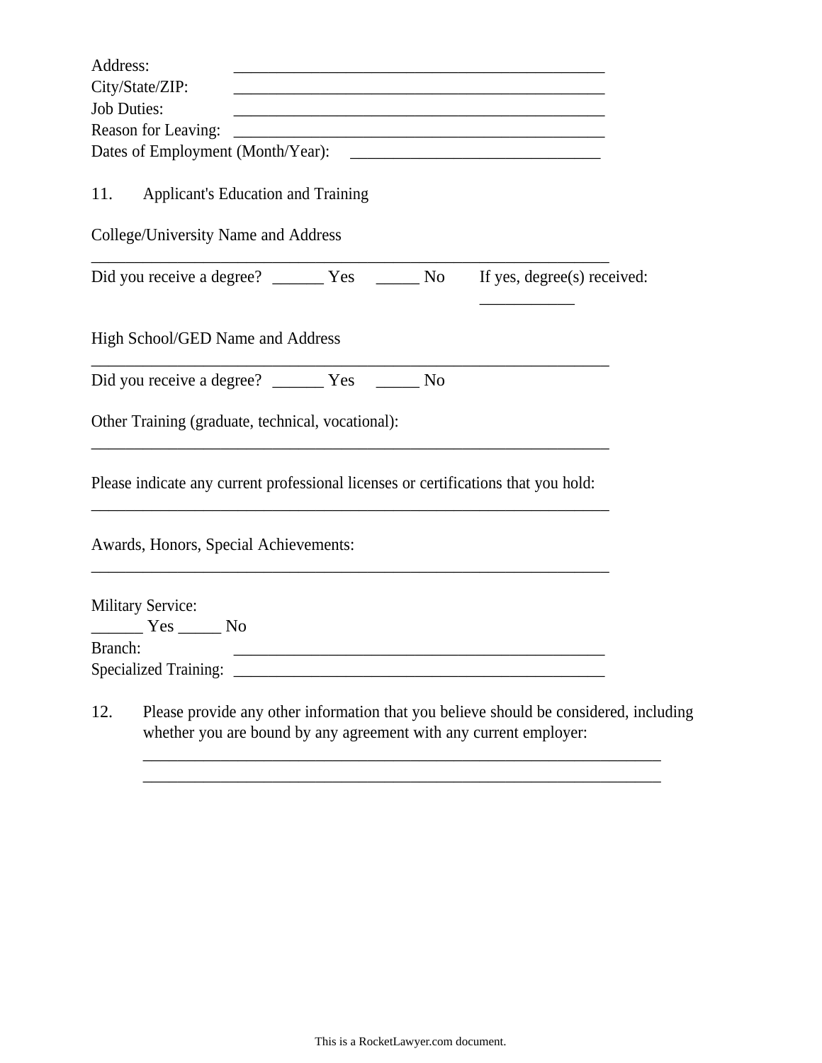Address: _______________________________________________

City/State/ZIP: _______________________________________________

Job Duties: _______________________________________________

Reason for Leaving: _______________________________________________

Dates of Employment (Month/Year): ________________________________

11. Applicant's Education and Training

College/University Name and Address

__________________________________________________________________

Did you receive a degree? ______ Yes _____ No If yes, degree(s) received: ___________

High School/GED Name and Address

__________________________________________________________________

Did you receive a degree? ______ Yes _____ No

Other Training (graduate, technical, vocational):

__________________________________________________________________

Please indicate any current professional licenses or certifications that you hold:

__________________________________________________________________

Awards, Honors, Special Achievements:

__________________________________________________________________

Military Service:

______ Yes _____ No

Branch: _______________________________________________

Specialized Training: _______________________________________________

12. Please provide any other information that you believe should be considered, including whether you are bound by any agreement with any current employer:

__________________________________________________________________

__________________________________________________________________

This is a RocketLawyer.com document.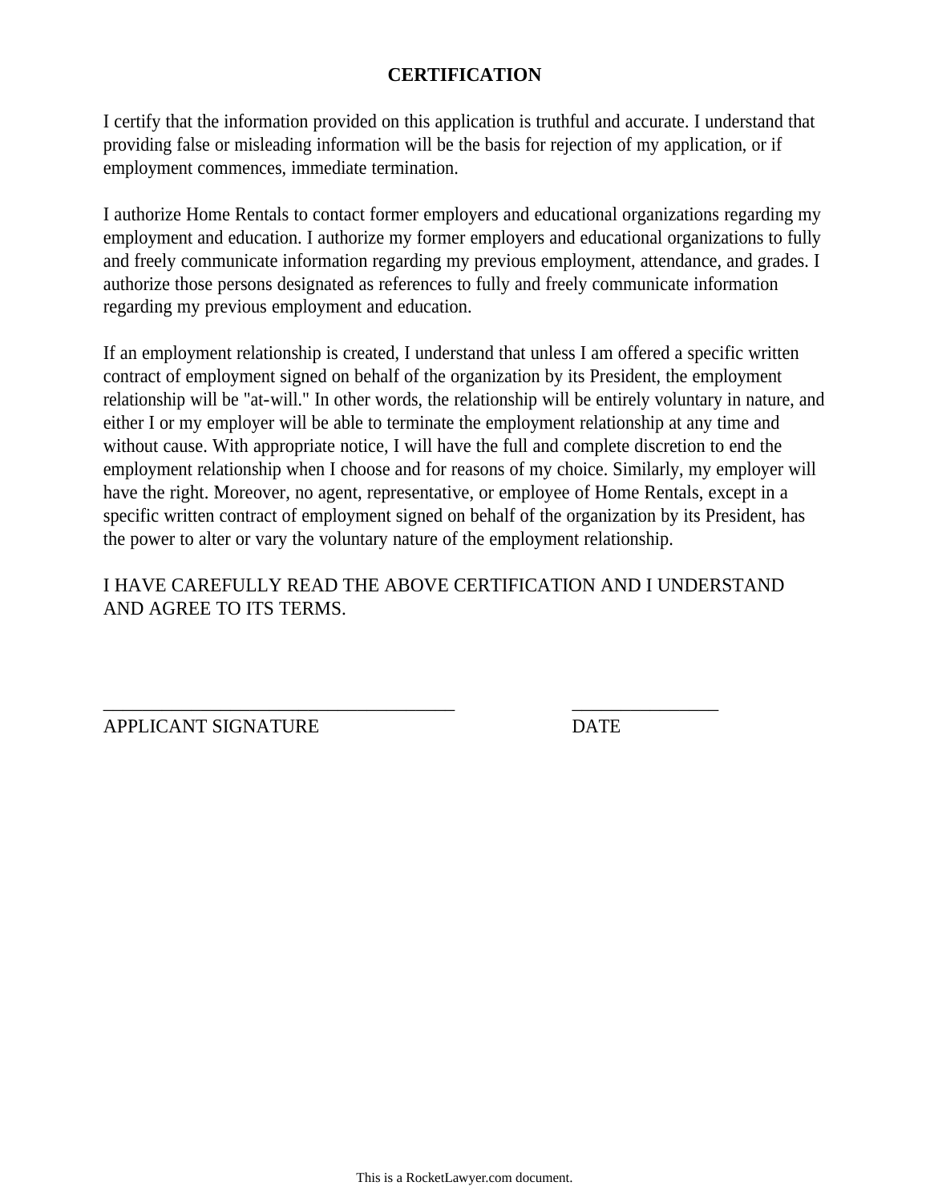## CERTIFICATION

I certify that the information provided on this application is truthful and accurate. I understand that providing false or misleading information will be the basis for rejection of my application, or if employment commences, immediate termination.

I authorize Home Rentals to contact former employers and educational organizations regarding my employment and education. I authorize my former employers and educational organizations to fully and freely communicate information regarding my previous employment, attendance, and grades. I authorize those persons designated as references to fully and freely communicate information regarding my previous employment and education.

If an employment relationship is created, I understand that unless I am offered a specific written contract of employment signed on behalf of the organization by its President, the employment relationship will be "at-will." In other words, the relationship will be entirely voluntary in nature, and either I or my employer will be able to terminate the employment relationship at any time and without cause. With appropriate notice, I will have the full and complete discretion to end the employment relationship when I choose and for reasons of my choice. Similarly, my employer will have the right. Moreover, no agent, representative, or employee of Home Rentals, except in a specific written contract of employment signed on behalf of the organization by its President, has the power to alter or vary the voluntary nature of the employment relationship.

I HAVE CAREFULLY READ THE ABOVE CERTIFICATION AND I UNDERSTAND AND AGREE TO ITS TERMS.

_______________________________________ ________________

APPLICANT SIGNATURE DATE

This is a RocketLawyer.com document.